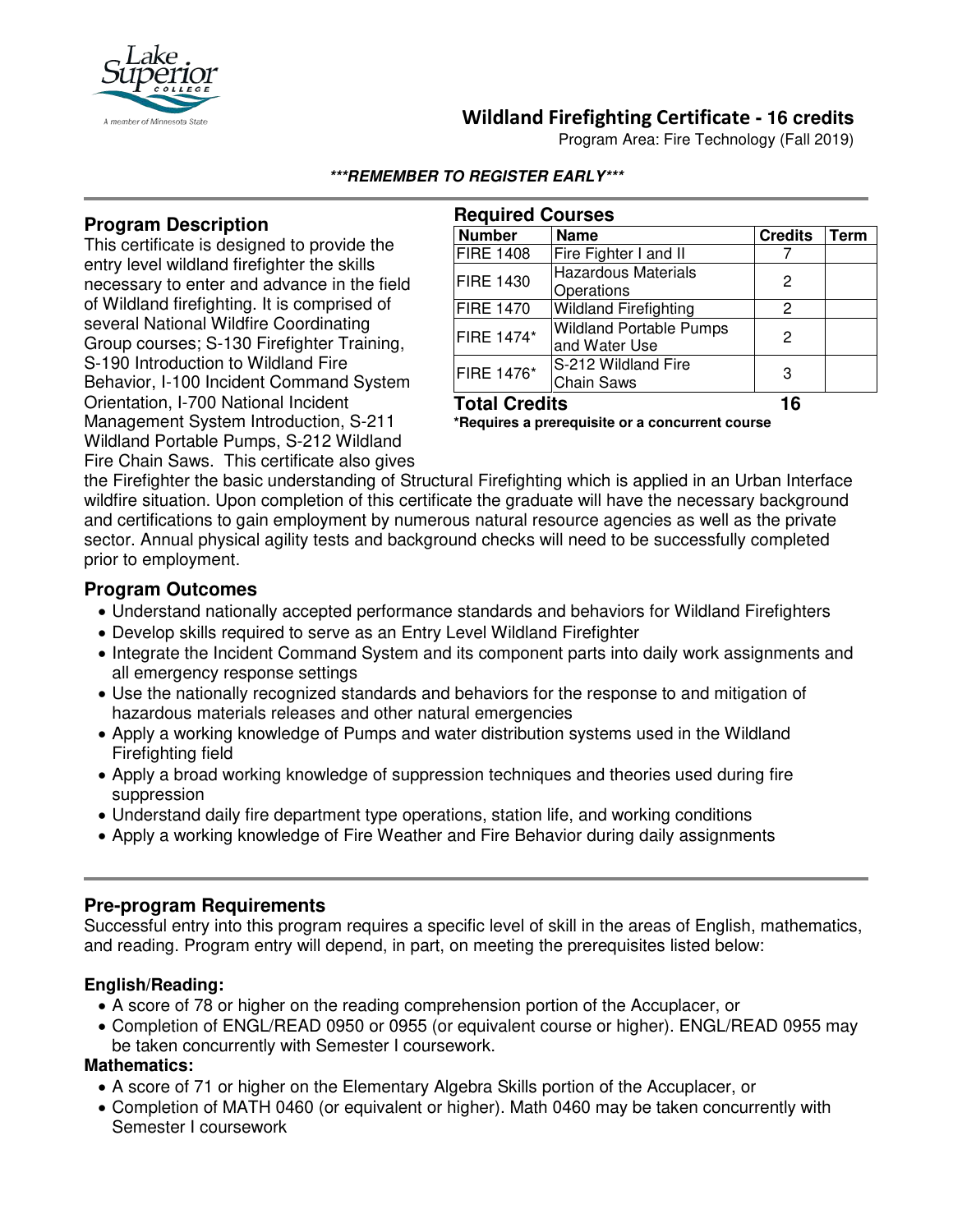# Wildland Firefighting Certificate - 16 credits

Program Area: Fire Technology (Fall 2019)

***\*\*\*REMEMBER TO REGISTER EARLY\*\*\****

## Program Description

This certificate is designed to provide the entry level wildland firefighter the skills necessary to enter and advance in the field of Wildland firefighting. It is comprised of several National Wildfire Coordinating Group courses; S-130 Firefighter Training, S-190 Introduction to Wildland Fire Behavior, I-100 Incident Command System Orientation, I-700 National Incident Management System Introduction, S-211 Wildland Portable Pumps, S-212 Wildland Fire Chain Saws. This certificate also gives the Firefighter the basic understanding of Structural Firefighting which is applied in an Urban Interface wildfire situation. Upon completion of this certificate the graduate will have the necessary background and certifications to gain employment by numerous natural resource agencies as well as the private sector. Annual physical agility tests and background checks will need to be successfully completed prior to employment.

## Required Courses

| Number | Name | Credits | Term |
|---|---|---|---|
| FIRE 1408 | Fire Fighter I and II | 7 | |
| FIRE 1430 | Hazardous Materials Operations | 2 | |
| FIRE 1470 | Wildland Firefighting | 2 | |
| FIRE 1474* | Wildland Portable Pumps and Water Use | 2 | |
| FIRE 1476* | S-212 Wildland Fire Chain Saws | 3 | |
| **Total Credits** | | **16** | |

**\*Requires a prerequisite or a concurrent course**

## Program Outcomes

- Understand nationally accepted performance standards and behaviors for Wildland Firefighters
- Develop skills required to serve as an Entry Level Wildland Firefighter
- Integrate the Incident Command System and its component parts into daily work assignments and all emergency response settings
- Use the nationally recognized standards and behaviors for the response to and mitigation of hazardous materials releases and other natural emergencies
- Apply a working knowledge of Pumps and water distribution systems used in the Wildland Firefighting field
- Apply a broad working knowledge of suppression techniques and theories used during fire suppression
- Understand daily fire department type operations, station life, and working conditions
- Apply a working knowledge of Fire Weather and Fire Behavior during daily assignments

## Pre-program Requirements

Successful entry into this program requires a specific level of skill in the areas of English, mathematics, and reading. Program entry will depend, in part, on meeting the prerequisites listed below:

### English/Reading:

- A score of 78 or higher on the reading comprehension portion of the Accuplacer, or
- Completion of ENGL/READ 0950 or 0955 (or equivalent course or higher). ENGL/READ 0955 may be taken concurrently with Semester I coursework.

### Mathematics:

- A score of 71 or higher on the Elementary Algebra Skills portion of the Accuplacer, or
- Completion of MATH 0460 (or equivalent or higher). Math 0460 may be taken concurrently with Semester I coursework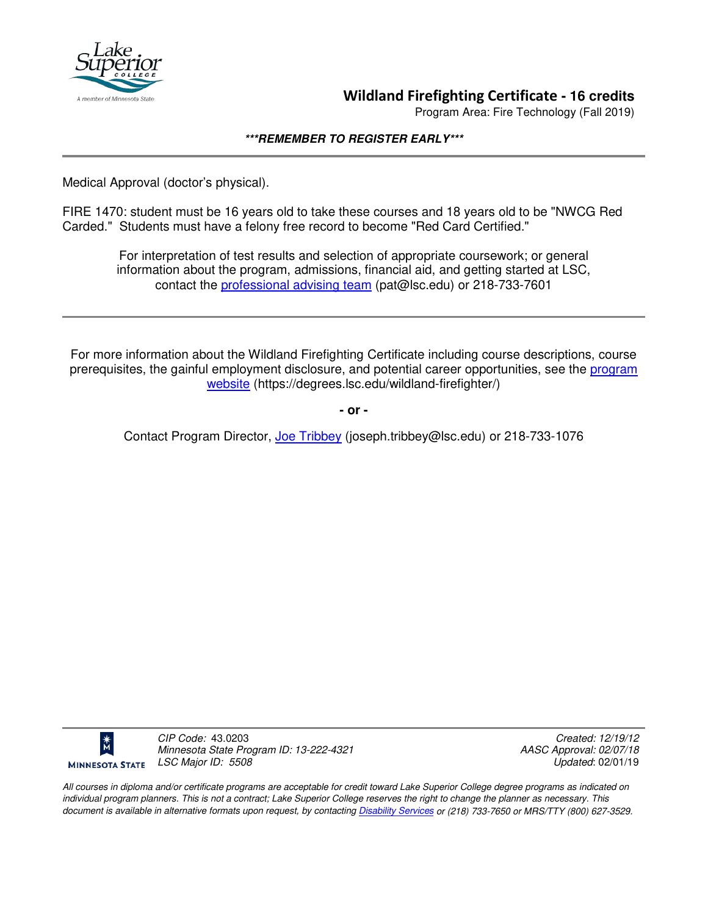**Wildland Firefighting Certificate - 16 credits**

Program Area: Fire Technology (Fall 2019)

***\*\*\*REMEMBER TO REGISTER EARLY\*\*\****

---

Medical Approval (doctor's physical).

FIRE 1470: student must be 16 years old to take these courses and 18 years old to be "NWCG Red Carded." Students must have a felony free record to become "Red Card Certified."

For interpretation of test results and selection of appropriate coursework; or general information about the program, admissions, financial aid, and getting started at LSC, contact the professional advising team (pat@lsc.edu) or 218-733-7601

---

For more information about the Wildland Firefighting Certificate including course descriptions, course prerequisites, the gainful employment disclosure, and potential career opportunities, see the program website (https://degrees.lsc.edu/wildland-firefighter/)

**- or -**

Contact Program Director, Joe Tribbey (joseph.tribbey@lsc.edu) or 218-733-1076

*CIP Code:* 43.0203
*Minnesota State Program ID: 13-222-4321*
*LSC Major ID: 5508*

*Created: 12/19/12*
*AASC Approval: 02/07/18*
*Updated*: 02/01/19

*All courses in diploma and/or certificate programs are acceptable for credit toward Lake Superior College degree programs as indicated on individual program planners. This is not a contract; Lake Superior College reserves the right to change the planner as necessary. This document is available in alternative formats upon request, by contacting Disability Services or (218) 733-7650 or MRS/TTY (800) 627-3529.*